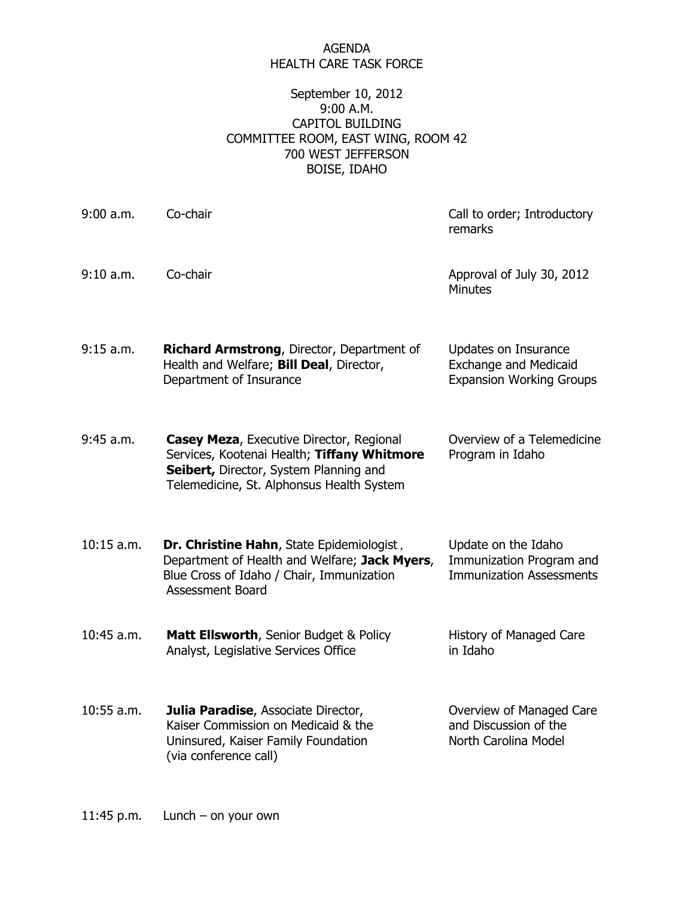# AGENDA
# HEALTH CARE TASK FORCE

September 10, 2012
9:00 A.M.
CAPITOL BUILDING
COMMITTEE ROOM, EAST WING, ROOM 42
700 WEST JEFFERSON
BOISE, IDAHO

| | | |
|---|---|---|
| 9:00 a.m. | Co-chair | Call to order; Introductory remarks |
| 9:10 a.m. | Co-chair | Approval of July 30, 2012 Minutes |
| 9:15 a.m. | **Richard Armstrong**, Director, Department of Health and Welfare; **Bill Deal**, Director, Department of Insurance | Updates on Insurance Exchange and Medicaid Expansion Working Groups |
| 9:45 a.m. | **Casey Meza**, Executive Director, Regional Services, Kootenai Health; **Tiffany Whitmore Seibert,** Director, System Planning and Telemedicine, St. Alphonsus Health System | Overview of a Telemedicine Program in Idaho |
| 10:15 a.m. | **Dr. Christine Hahn**, State Epidemiologist, Department of Health and Welfare; **Jack Myers**, Blue Cross of Idaho / Chair, Immunization Assessment Board | Update on the Idaho Immunization Program and Immunization Assessments |
| 10:45 a.m. | **Matt Ellsworth**, Senior Budget & Policy Analyst, Legislative Services Office | History of Managed Care in Idaho |
| 10:55 a.m. | **Julia Paradise**, Associate Director, Kaiser Commission on Medicaid & the Uninsured, Kaiser Family Foundation (via conference call) | Overview of Managed Care and Discussion of the North Carolina Model |
| 11:45 p.m. | Lunch – on your own | |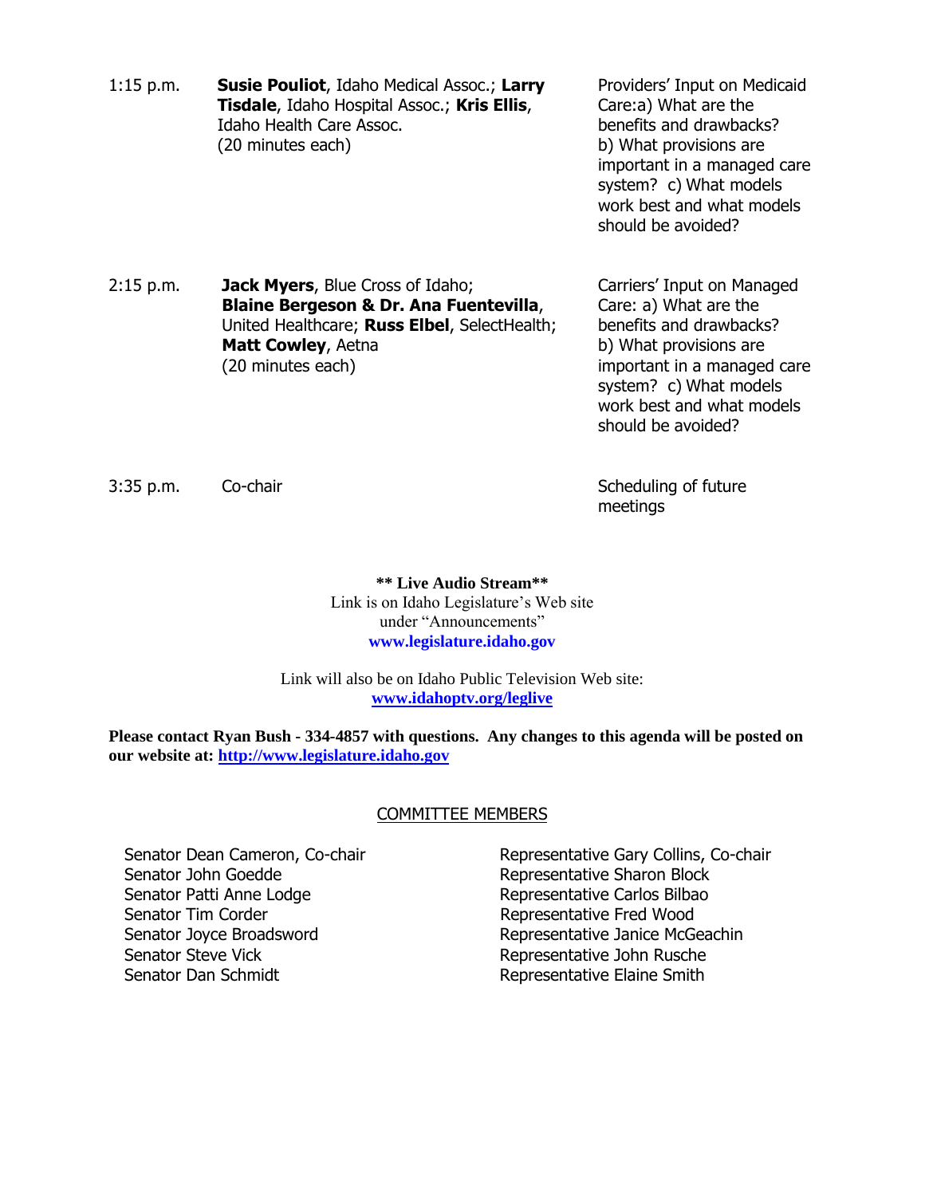| | | |
|---|---|---|
| 1:15 p.m. | **Susie Pouliot**, Idaho Medical Assoc.; **Larry Tisdale**, Idaho Hospital Assoc.; **Kris Ellis**, Idaho Health Care Assoc. (20 minutes each) | Providers' Input on Medicaid Care:a) What are the benefits and drawbacks? b) What provisions are important in a managed care system? c) What models work best and what models should be avoided? |
| 2:15 p.m. | **Jack Myers**, Blue Cross of Idaho; **Blaine Bergeson & Dr. Ana Fuentevilla**, United Healthcare; **Russ Elbel**, SelectHealth; **Matt Cowley**, Aetna (20 minutes each) | Carriers' Input on Managed Care: a) What are the benefits and drawbacks? b) What provisions are important in a managed care system? c) What models work best and what models should be avoided? |
| 3:35 p.m. | Co-chair | Scheduling of future meetings |

**\*\* Live Audio Stream\*\***
Link is on Idaho Legislature's Web site
under "Announcements"
**www.legislature.idaho.gov**

Link will also be on Idaho Public Television Web site:
**www.idahoptv.org/leglive**

**Please contact Ryan Bush - 334-4857 with questions. Any changes to this agenda will be posted on our website at: http://www.legislature.idaho.gov**

COMMITTEE MEMBERS

| | |
|---|---|
| Senator Dean Cameron, Co-chair | Representative Gary Collins, Co-chair |
| Senator John Goedde | Representative Sharon Block |
| Senator Patti Anne Lodge | Representative Carlos Bilbao |
| Senator Tim Corder | Representative Fred Wood |
| Senator Joyce Broadsword | Representative Janice McGeachin |
| Senator Steve Vick | Representative John Rusche |
| Senator Dan Schmidt | Representative Elaine Smith |